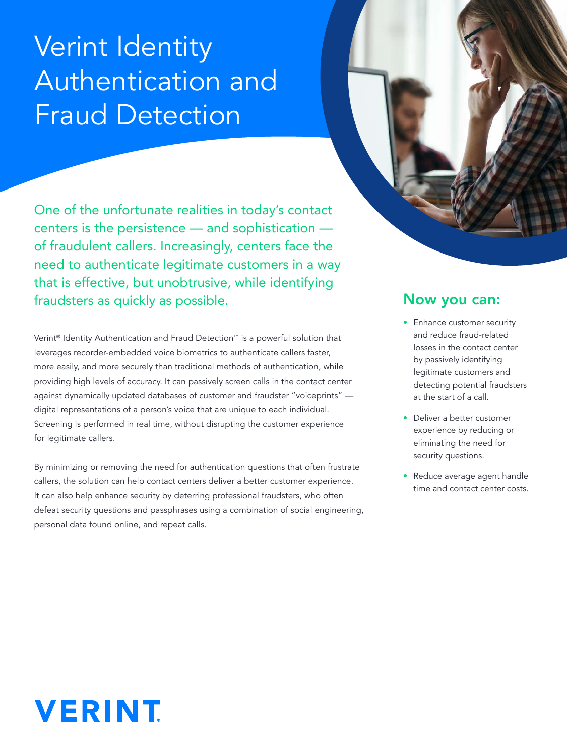# Verint Identity Authentication and Fraud Detection

One of the unfortunate realities in today's contact centers is the persistence — and sophistication — of fraudulent callers. Increasingly, centers face the need to authenticate legitimate customers in a way that is effective, but unobtrusive, while identifying fraudsters as quickly as possible.

Verint® Identity Authentication and Fraud Detection™ is a powerful solution that leverages recorder-embedded voice biometrics to authenticate callers faster, more easily, and more securely than traditional methods of authentication, while providing high levels of accuracy. It can passively screen calls in the contact center against dynamically updated databases of customer and fraudster "voiceprints" — digital representations of a person's voice that are unique to each individual. Screening is performed in real time, without disrupting the customer experience for legitimate callers.

By minimizing or removing the need for authentication questions that often frustrate callers, the solution can help contact centers deliver a better customer experience. It can also help enhance security by deterring professional fraudsters, who often defeat security questions and passphrases using a combination of social engineering, personal data found online, and repeat calls.

## Now you can:

- Enhance customer security and reduce fraud-related losses in the contact center by passively identifying legitimate customers and detecting potential fraudsters at the start of a call.
- Deliver a better customer experience by reducing or eliminating the need for security questions.
- Reduce average agent handle time and contact center costs.

VERINT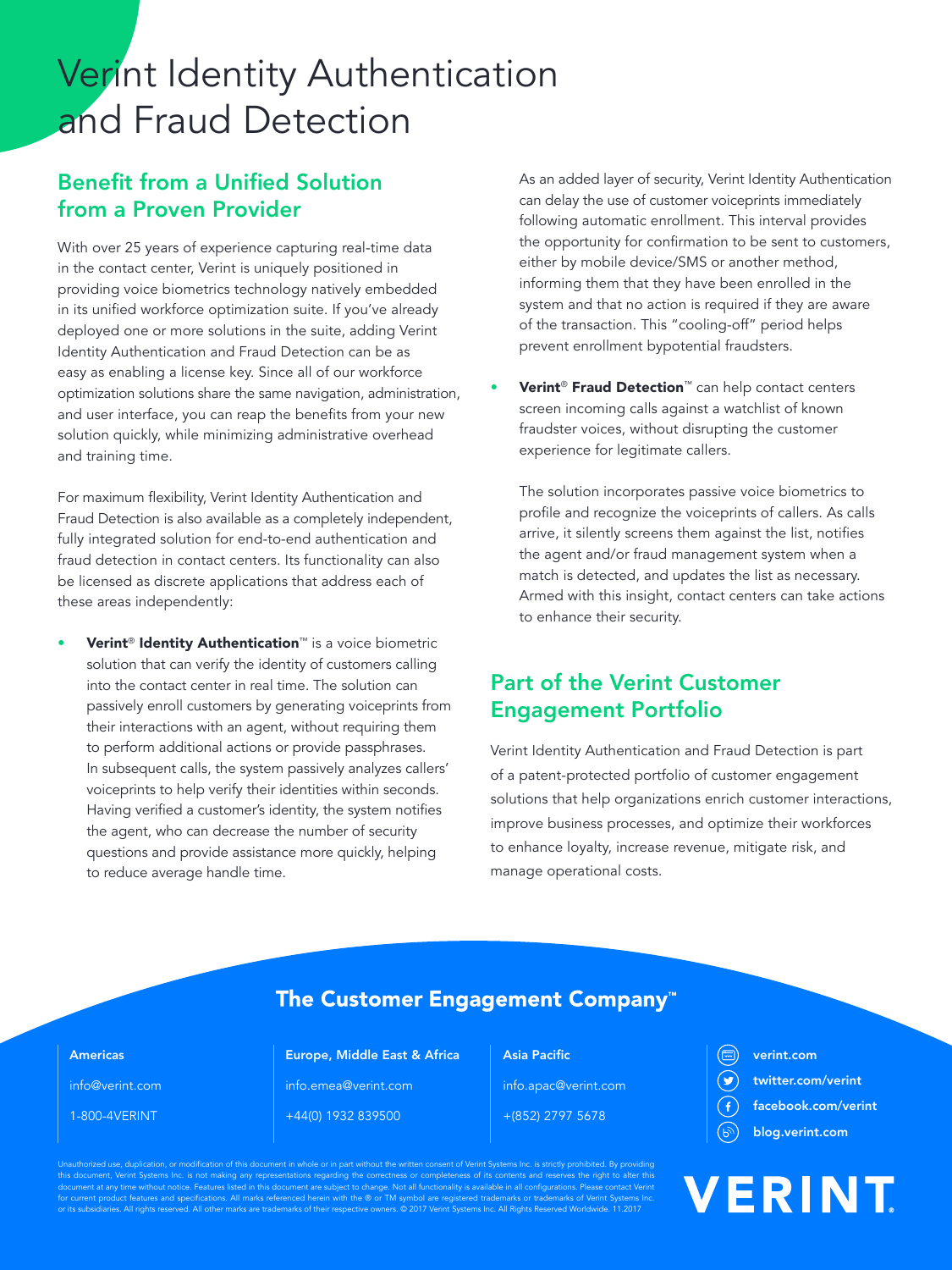# Verint Identity Authentication and Fraud Detection

## Benefit from a Unified Solution from a Proven Provider

With over 25 years of experience capturing real-time data in the contact center, Verint is uniquely positioned in providing voice biometrics technology natively embedded in its unified workforce optimization suite. If you've already deployed one or more solutions in the suite, adding Verint Identity Authentication and Fraud Detection can be as easy as enabling a license key. Since all of our workforce optimization solutions share the same navigation, administration, and user interface, you can reap the benefits from your new solution quickly, while minimizing administrative overhead and training time.

For maximum flexibility, Verint Identity Authentication and Fraud Detection is also available as a completely independent, fully integrated solution for end-to-end authentication and fraud detection in contact centers. Its functionality can also be licensed as discrete applications that address each of these areas independently:

- **Verint® Identity Authentication™** is a voice biometric solution that can verify the identity of customers calling into the contact center in real time. The solution can passively enroll customers by generating voiceprints from their interactions with an agent, without requiring them to perform additional actions or provide passphrases. In subsequent calls, the system passively analyzes callers' voiceprints to help verify their identities within seconds. Having verified a customer's identity, the system notifies the agent, who can decrease the number of security questions and provide assistance more quickly, helping to reduce average handle time.

  As an added layer of security, Verint Identity Authentication can delay the use of customer voiceprints immediately following automatic enrollment. This interval provides the opportunity for confirmation to be sent to customers, either by mobile device/SMS or another method, informing them that they have been enrolled in the system and that no action is required if they are aware of the transaction. This "cooling-off" period helps prevent enrollment bypotential fraudsters.

- **Verint® Fraud Detection™** can help contact centers screen incoming calls against a watchlist of known fraudster voices, without disrupting the customer experience for legitimate callers.

  The solution incorporates passive voice biometrics to profile and recognize the voiceprints of callers. As calls arrive, it silently screens them against the list, notifies the agent and/or fraud management system when a match is detected, and updates the list as necessary. Armed with this insight, contact centers can take actions to enhance their security.

## Part of the Verint Customer Engagement Portfolio

Verint Identity Authentication and Fraud Detection is part of a patent-protected portfolio of customer engagement solutions that help organizations enrich customer interactions, improve business processes, and optimize their workforces to enhance loyalty, increase revenue, mitigate risk, and manage operational costs.

**The Customer Engagement Company™**

**Americas**
info@verint.com
1-800-4VERINT

**Europe, Middle East & Africa**
info.emea@verint.com
+44(0) 1932 839500

**Asia Pacific**
info.apac@verint.com
+(852) 2797 5678

**verint.com**
**twitter.com/verint**
**facebook.com/verint**
**blog.verint.com**

Unauthorized use, duplication, or modification of this document in whole or in part without the written consent of Verint Systems Inc. is strictly prohibited. By providing this document, Verint Systems Inc. is not making any representations regarding the correctness or completeness of its contents and reserves the right to alter this document at any time without notice. Features listed in this document are subject to change. Not all functionality is available in all configurations. Please contact Verint for current product features and specifications. All marks referenced herein with the ® or TM symbol are registered trademarks or trademarks of Verint Systems Inc. or its subsidiaries. All rights reserved. All other marks are trademarks of their respective owners. © 2017 Verint Systems Inc. All Rights Reserved Worldwide. 11.2017

VERINT